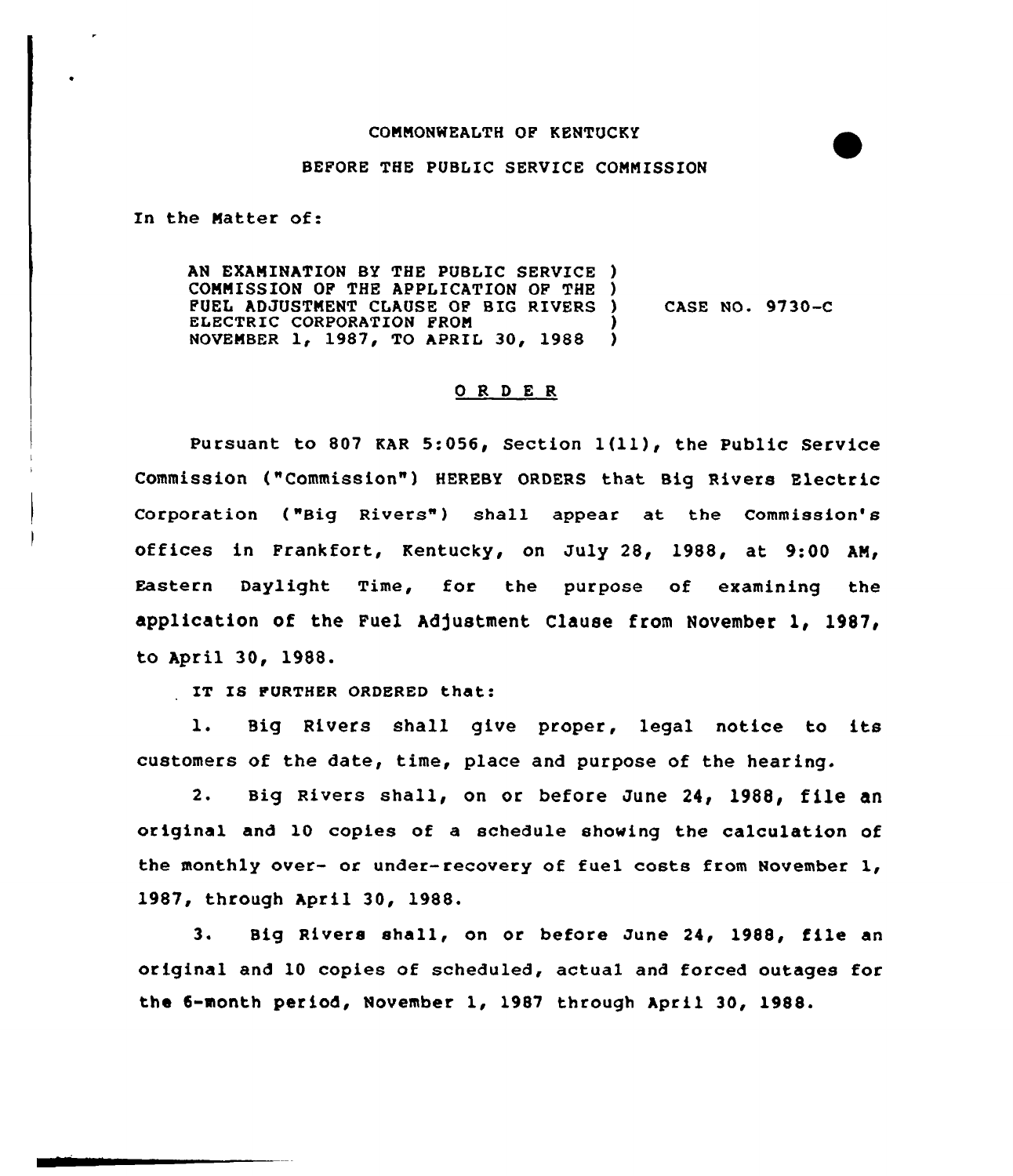COMMONWEALTH OF KENTUCKY

BEFORE THE PUBLIC SERVICE COMMISSION

In the Matter of:

| | |
|---|---|
| AN EXAMINATION BY THE PUBLIC SERVICE COMMISSION OF THE APPLICATION OF THE FUEL ADJUSTMENT CLAUSE OF BIG RIVERS ELECTRIC CORPORATION FROM NOVEMBER 1, 1987, TO APRIL 30, 1988 | CASE NO. 9730-C |

## O R D E R

Pursuant to 807 KAR 5:056, Section 1(11), the Public Service Commission ("Commission") HEREBY ORDERS that Big Rivers Electric Corporation ("Big Rivers") shall appear at the Commission's offices in Frankfort, Kentucky, on July 28, 1988, at 9:00 AM, Eastern Daylight Time, for the purpose of examining the application of the Fuel Adjustment Clause from November 1, 1987, to April 30, 1988.

IT IS FURTHER ORDERED that:

1. Big Rivers shall give proper, legal notice to its customers of the date, time, place and purpose of the hearing.

2. Big Rivers shall, on or before June 24, 1988, file an original and 10 copies of a schedule showing the calculation of the monthly over- or under-recovery of fuel costs from November 1, 1987, through April 30, 1988.

3. Big Rivers shall, on or before June 24, 1988, file an original and 10 copies of scheduled, actual and forced outages for the 6-month period, November 1, 1987 through April 30, 1988.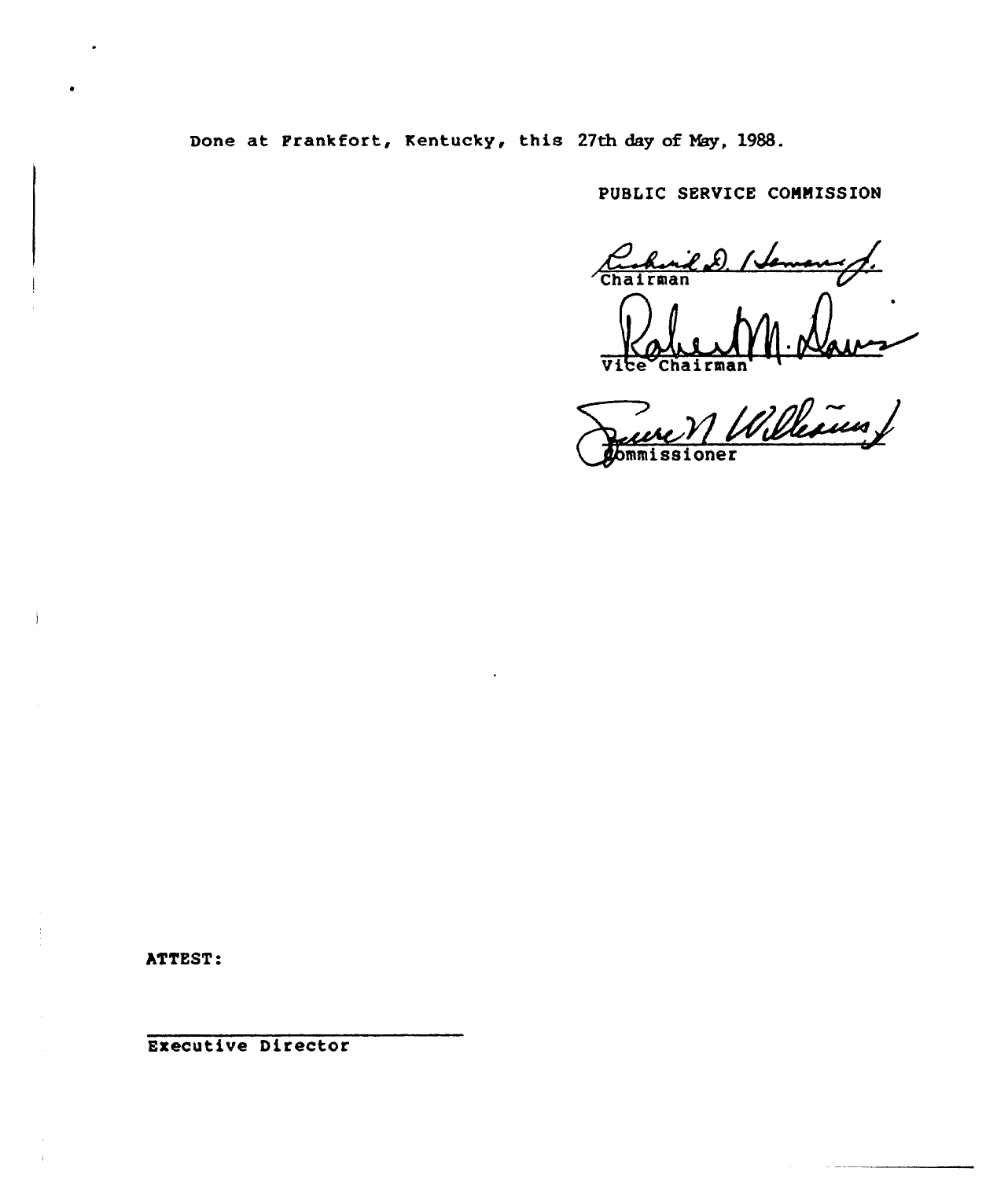Done at Frankfort, Kentucky, this 27th day of May, 1988.

PUBLIC SERVICE COMMISSION

Chairman

Vice Chairman

Commissioner

ATTEST:

Executive Director